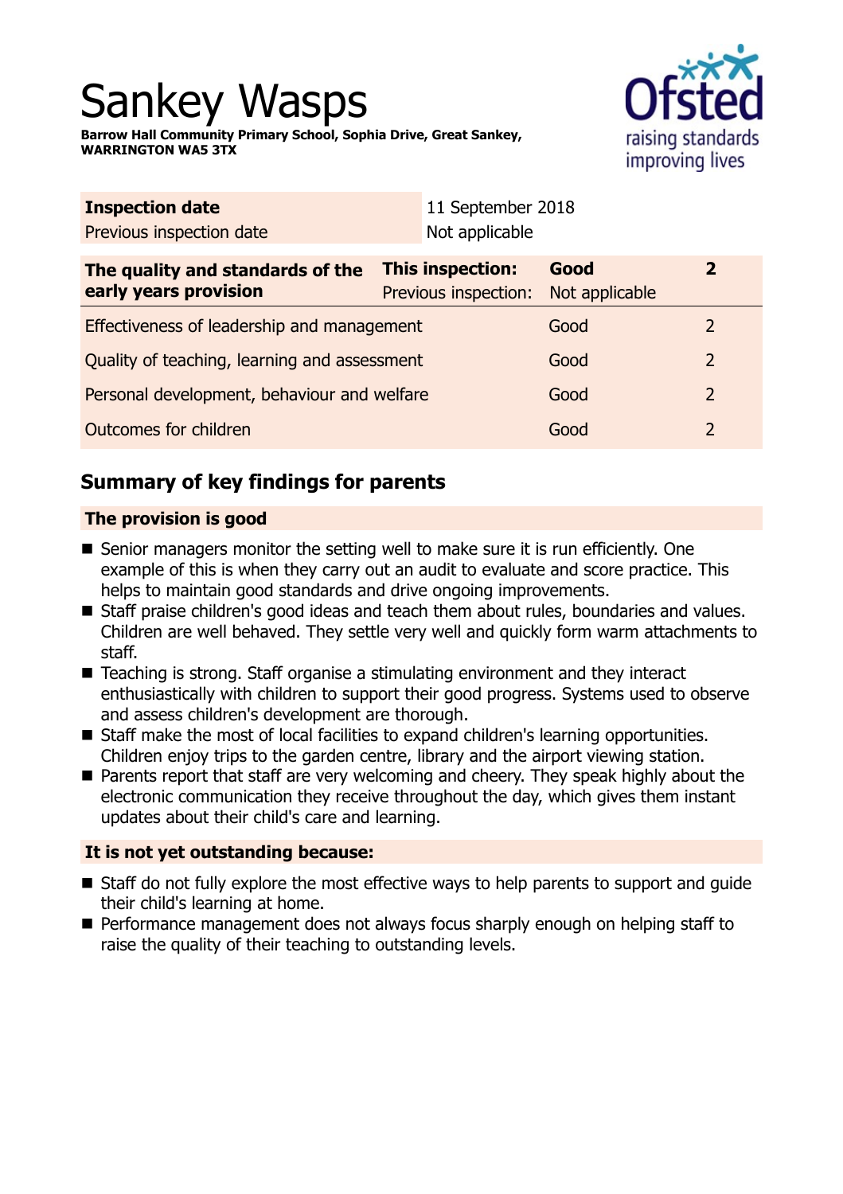# Sankey Wasps

**Barrow Hall Community Primary School, Sophia Drive, Great Sankey, WARRINGTON WA5 3TX**

| **Inspection date** | 11 September 2018 |
|---|---|
| Previous inspection date | Not applicable |

| **The quality and standards of the early years provision** | **This inspection:** | **Good** | **2** |
|---|---|---|---|
| | Previous inspection: | Not applicable | |
| Effectiveness of leadership and management | | Good | 2 |
| Quality of teaching, learning and assessment | | Good | 2 |
| Personal development, behaviour and welfare | | Good | 2 |
| Outcomes for children | | Good | 2 |

## Summary of key findings for parents

### The provision is good

- Senior managers monitor the setting well to make sure it is run efficiently. One example of this is when they carry out an audit to evaluate and score practice. This helps to maintain good standards and drive ongoing improvements.
- Staff praise children's good ideas and teach them about rules, boundaries and values. Children are well behaved. They settle very well and quickly form warm attachments to staff.
- Teaching is strong. Staff organise a stimulating environment and they interact enthusiastically with children to support their good progress. Systems used to observe and assess children's development are thorough.
- Staff make the most of local facilities to expand children's learning opportunities. Children enjoy trips to the garden centre, library and the airport viewing station.
- Parents report that staff are very welcoming and cheery. They speak highly about the electronic communication they receive throughout the day, which gives them instant updates about their child's care and learning.

### It is not yet outstanding because:

- Staff do not fully explore the most effective ways to help parents to support and guide their child's learning at home.
- Performance management does not always focus sharply enough on helping staff to raise the quality of their teaching to outstanding levels.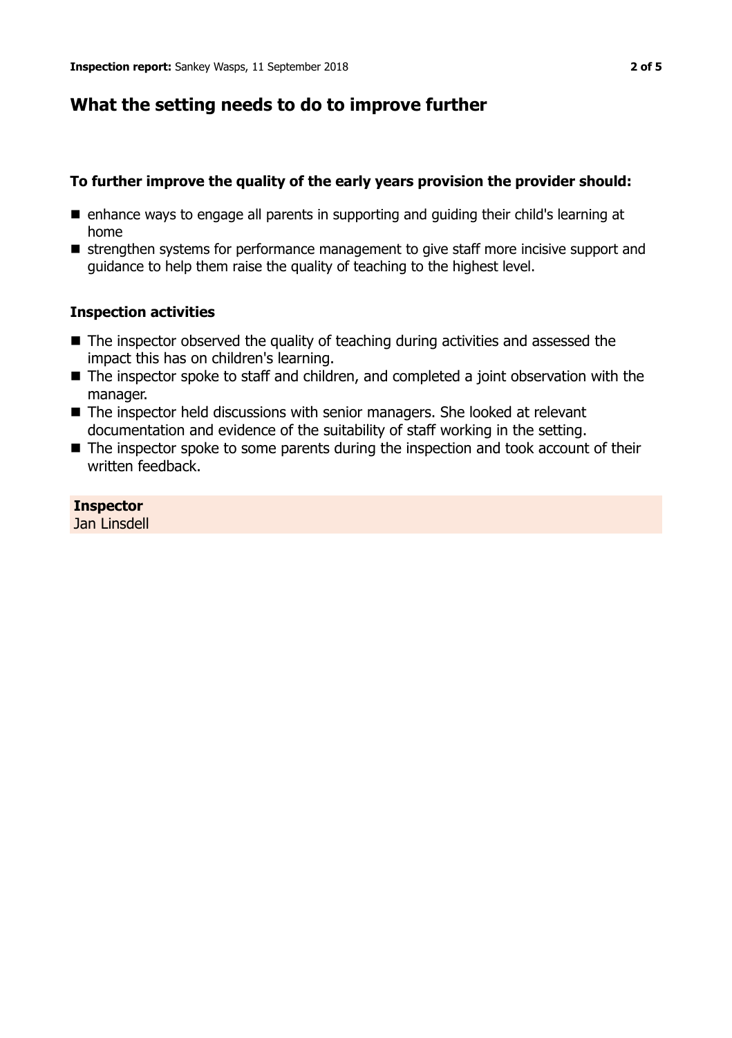## What the setting needs to do to improve further

### To further improve the quality of the early years provision the provider should:

- enhance ways to engage all parents in supporting and guiding their child's learning at home
- strengthen systems for performance management to give staff more incisive support and guidance to help them raise the quality of teaching to the highest level.

### Inspection activities

- The inspector observed the quality of teaching during activities and assessed the impact this has on children's learning.
- The inspector spoke to staff and children, and completed a joint observation with the manager.
- The inspector held discussions with senior managers. She looked at relevant documentation and evidence of the suitability of staff working in the setting.
- The inspector spoke to some parents during the inspection and took account of their written feedback.

**Inspector**
Jan Linsdell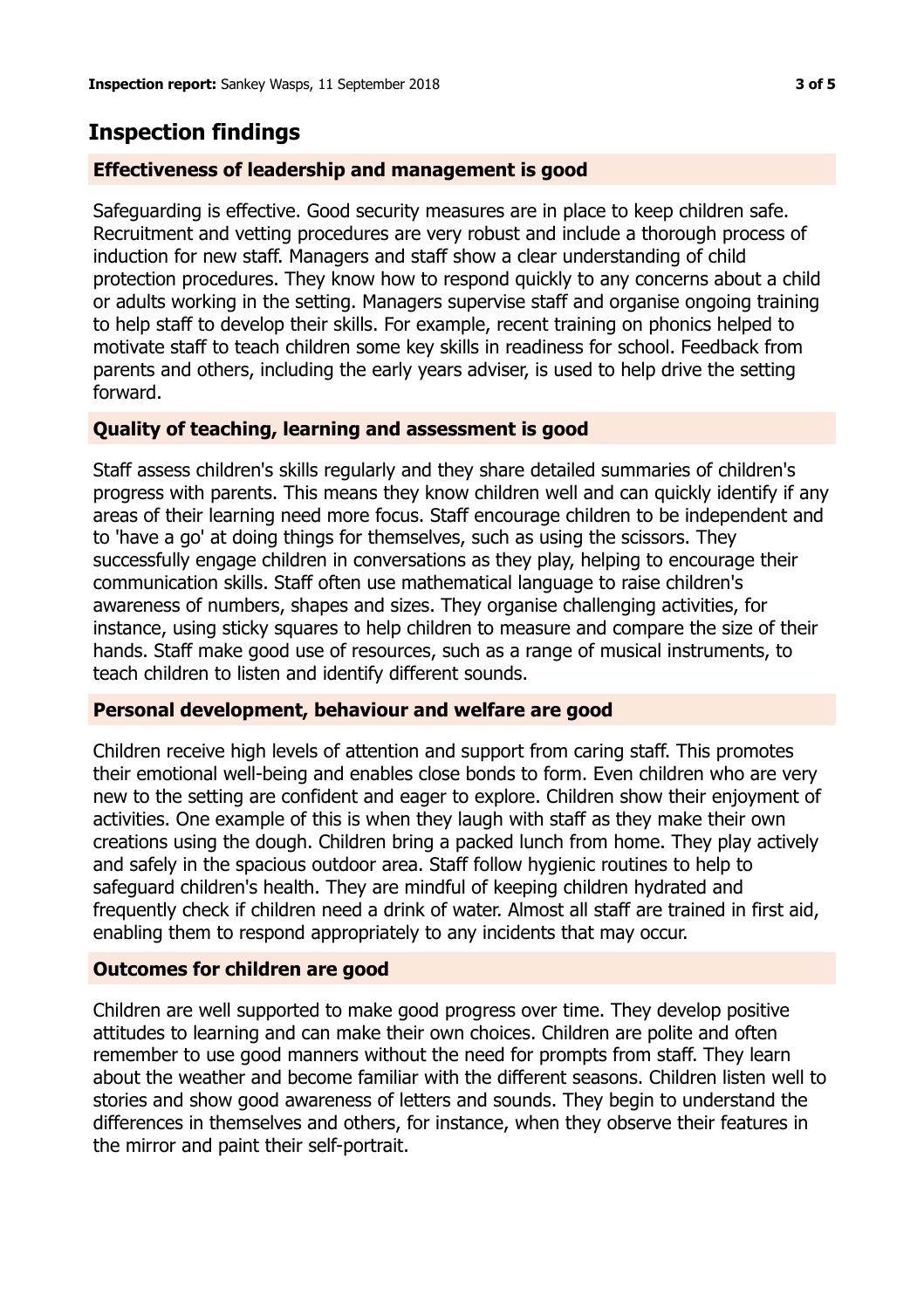## Inspection findings

### Effectiveness of leadership and management is good

Safeguarding is effective. Good security measures are in place to keep children safe. Recruitment and vetting procedures are very robust and include a thorough process of induction for new staff. Managers and staff show a clear understanding of child protection procedures. They know how to respond quickly to any concerns about a child or adults working in the setting. Managers supervise staff and organise ongoing training to help staff to develop their skills. For example, recent training on phonics helped to motivate staff to teach children some key skills in readiness for school. Feedback from parents and others, including the early years adviser, is used to help drive the setting forward.

### Quality of teaching, learning and assessment is good

Staff assess children's skills regularly and they share detailed summaries of children's progress with parents. This means they know children well and can quickly identify if any areas of their learning need more focus. Staff encourage children to be independent and to 'have a go' at doing things for themselves, such as using the scissors. They successfully engage children in conversations as they play, helping to encourage their communication skills. Staff often use mathematical language to raise children's awareness of numbers, shapes and sizes. They organise challenging activities, for instance, using sticky squares to help children to measure and compare the size of their hands. Staff make good use of resources, such as a range of musical instruments, to teach children to listen and identify different sounds.

### Personal development, behaviour and welfare are good

Children receive high levels of attention and support from caring staff. This promotes their emotional well-being and enables close bonds to form. Even children who are very new to the setting are confident and eager to explore. Children show their enjoyment of activities. One example of this is when they laugh with staff as they make their own creations using the dough. Children bring a packed lunch from home. They play actively and safely in the spacious outdoor area. Staff follow hygienic routines to help to safeguard children's health. They are mindful of keeping children hydrated and frequently check if children need a drink of water. Almost all staff are trained in first aid, enabling them to respond appropriately to any incidents that may occur.

### Outcomes for children are good

Children are well supported to make good progress over time. They develop positive attitudes to learning and can make their own choices. Children are polite and often remember to use good manners without the need for prompts from staff. They learn about the weather and become familiar with the different seasons. Children listen well to stories and show good awareness of letters and sounds. They begin to understand the differences in themselves and others, for instance, when they observe their features in the mirror and paint their self-portrait.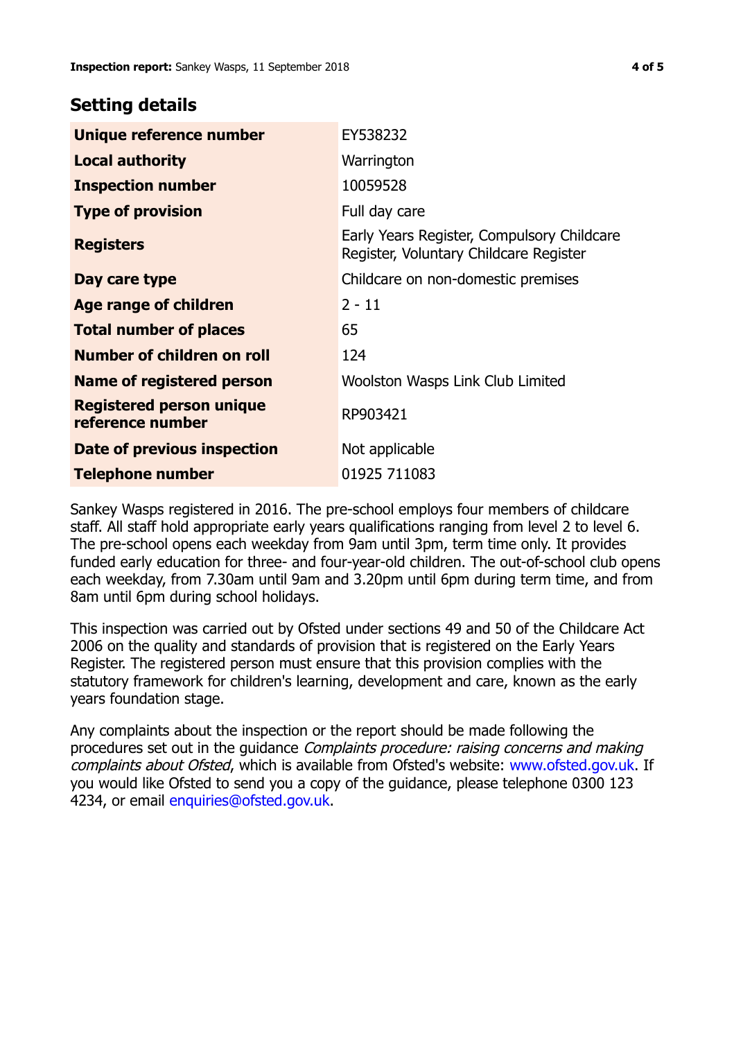## Setting details

| | |
|---|---|
| **Unique reference number** | EY538232 |
| **Local authority** | Warrington |
| **Inspection number** | 10059528 |
| **Type of provision** | Full day care |
| **Registers** | Early Years Register, Compulsory Childcare Register, Voluntary Childcare Register |
| **Day care type** | Childcare on non-domestic premises |
| **Age range of children** | 2 - 11 |
| **Total number of places** | 65 |
| **Number of children on roll** | 124 |
| **Name of registered person** | Woolston Wasps Link Club Limited |
| **Registered person unique reference number** | RP903421 |
| **Date of previous inspection** | Not applicable |
| **Telephone number** | 01925 711083 |

Sankey Wasps registered in 2016. The pre-school employs four members of childcare staff. All staff hold appropriate early years qualifications ranging from level 2 to level 6. The pre-school opens each weekday from 9am until 3pm, term time only. It provides funded early education for three- and four-year-old children. The out-of-school club opens each weekday, from 7.30am until 9am and 3.20pm until 6pm during term time, and from 8am until 6pm during school holidays.

This inspection was carried out by Ofsted under sections 49 and 50 of the Childcare Act 2006 on the quality and standards of provision that is registered on the Early Years Register. The registered person must ensure that this provision complies with the statutory framework for children's learning, development and care, known as the early years foundation stage.

Any complaints about the inspection or the report should be made following the procedures set out in the guidance *Complaints procedure: raising concerns and making complaints about Ofsted*, which is available from Ofsted's website: www.ofsted.gov.uk. If you would like Ofsted to send you a copy of the guidance, please telephone 0300 123 4234, or email enquiries@ofsted.gov.uk.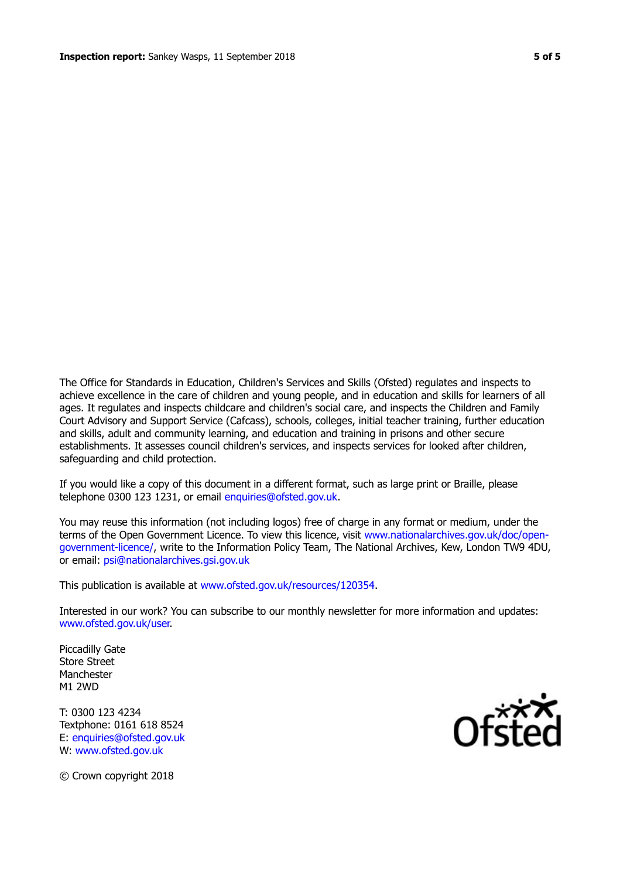The Office for Standards in Education, Children's Services and Skills (Ofsted) regulates and inspects to achieve excellence in the care of children and young people, and in education and skills for learners of all ages. It regulates and inspects childcare and children's social care, and inspects the Children and Family Court Advisory and Support Service (Cafcass), schools, colleges, initial teacher training, further education and skills, adult and community learning, and education and training in prisons and other secure establishments. It assesses council children's services, and inspects services for looked after children, safeguarding and child protection.

If you would like a copy of this document in a different format, such as large print or Braille, please telephone 0300 123 1231, or email enquiries@ofsted.gov.uk.

You may reuse this information (not including logos) free of charge in any format or medium, under the terms of the Open Government Licence. To view this licence, visit www.nationalarchives.gov.uk/doc/open-government-licence/, write to the Information Policy Team, The National Archives, Kew, London TW9 4DU, or email: psi@nationalarchives.gsi.gov.uk

This publication is available at www.ofsted.gov.uk/resources/120354.

Interested in our work? You can subscribe to our monthly newsletter for more information and updates: www.ofsted.gov.uk/user.

Piccadilly Gate
Store Street
Manchester
M1 2WD

T: 0300 123 4234
Textphone: 0161 618 8524
E: enquiries@ofsted.gov.uk
W: www.ofsted.gov.uk

© Crown copyright 2018